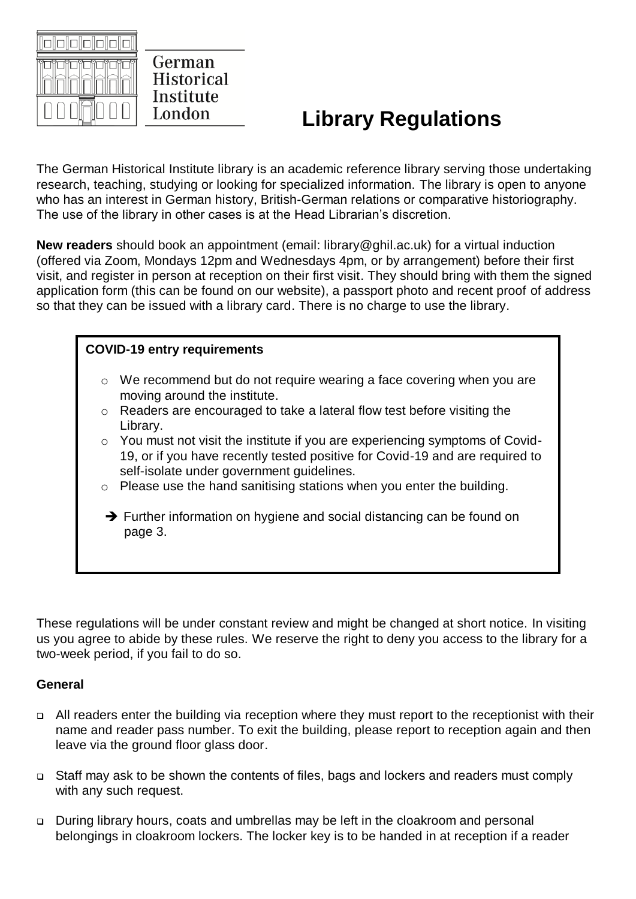German Historical Institute London

# Library Regulations

The German Historical Institute library is an academic reference library serving those undertaking research, teaching, studying or looking for specialized information. The library is open to anyone who has an interest in German history, British-German relations or comparative historiography. The use of the library in other cases is at the Head Librarian's discretion.

**New readers** should book an appointment (email: library@ghil.ac.uk) for a virtual induction (offered via Zoom, Mondays 12pm and Wednesdays 4pm, or by arrangement) before their first visit, and register in person at reception on their first visit. They should bring with them the signed application form (this can be found on our website), a passport photo and recent proof of address so that they can be issued with a library card. There is no charge to use the library.

**COVID-19 entry requirements**

- We recommend but do not require wearing a face covering when you are moving around the institute.
- Readers are encouraged to take a lateral flow test before visiting the Library.
- You must not visit the institute if you are experiencing symptoms of Covid-19, or if you have recently tested positive for Covid-19 and are required to self-isolate under government guidelines.
- Please use the hand sanitising stations when you enter the building.

➔ Further information on hygiene and social distancing can be found on page 3.

These regulations will be under constant review and might be changed at short notice. In visiting us you agree to abide by these rules. We reserve the right to deny you access to the library for a two-week period, if you fail to do so.

### General

- All readers enter the building via reception where they must report to the receptionist with their name and reader pass number. To exit the building, please report to reception again and then leave via the ground floor glass door.
- Staff may ask to be shown the contents of files, bags and lockers and readers must comply with any such request.
- During library hours, coats and umbrellas may be left in the cloakroom and personal belongings in cloakroom lockers. The locker key is to be handed in at reception if a reader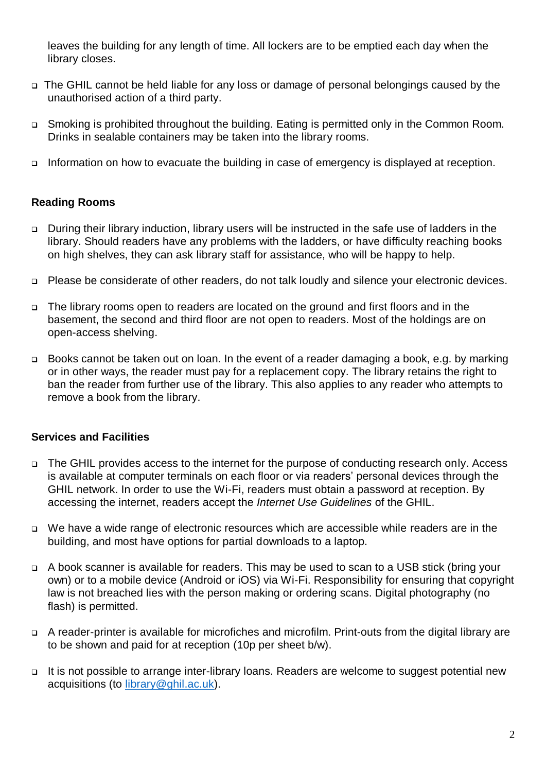leaves the building for any length of time. All lockers are to be emptied each day when the library closes.

- The GHIL cannot be held liable for any loss or damage of personal belongings caused by the unauthorised action of a third party.
- Smoking is prohibited throughout the building. Eating is permitted only in the Common Room. Drinks in sealable containers may be taken into the library rooms.
- Information on how to evacuate the building in case of emergency is displayed at reception.

**Reading Rooms**

- During their library induction, library users will be instructed in the safe use of ladders in the library. Should readers have any problems with the ladders, or have difficulty reaching books on high shelves, they can ask library staff for assistance, who will be happy to help.
- Please be considerate of other readers, do not talk loudly and silence your electronic devices.
- The library rooms open to readers are located on the ground and first floors and in the basement, the second and third floor are not open to readers. Most of the holdings are on open-access shelving.
- Books cannot be taken out on loan. In the event of a reader damaging a book, e.g. by marking or in other ways, the reader must pay for a replacement copy. The library retains the right to ban the reader from further use of the library. This also applies to any reader who attempts to remove a book from the library.

**Services and Facilities**

- The GHIL provides access to the internet for the purpose of conducting research only. Access is available at computer terminals on each floor or via readers' personal devices through the GHIL network. In order to use the Wi-Fi, readers must obtain a password at reception. By accessing the internet, readers accept the *Internet Use Guidelines* of the GHIL.
- We have a wide range of electronic resources which are accessible while readers are in the building, and most have options for partial downloads to a laptop.
- A book scanner is available for readers. This may be used to scan to a USB stick (bring your own) or to a mobile device (Android or iOS) via Wi-Fi. Responsibility for ensuring that copyright law is not breached lies with the person making or ordering scans. Digital photography (no flash) is permitted.
- A reader-printer is available for microfiches and microfilm. Print-outs from the digital library are to be shown and paid for at reception (10p per sheet b/w).
- It is not possible to arrange inter-library loans. Readers are welcome to suggest potential new acquisitions (to library@ghil.ac.uk).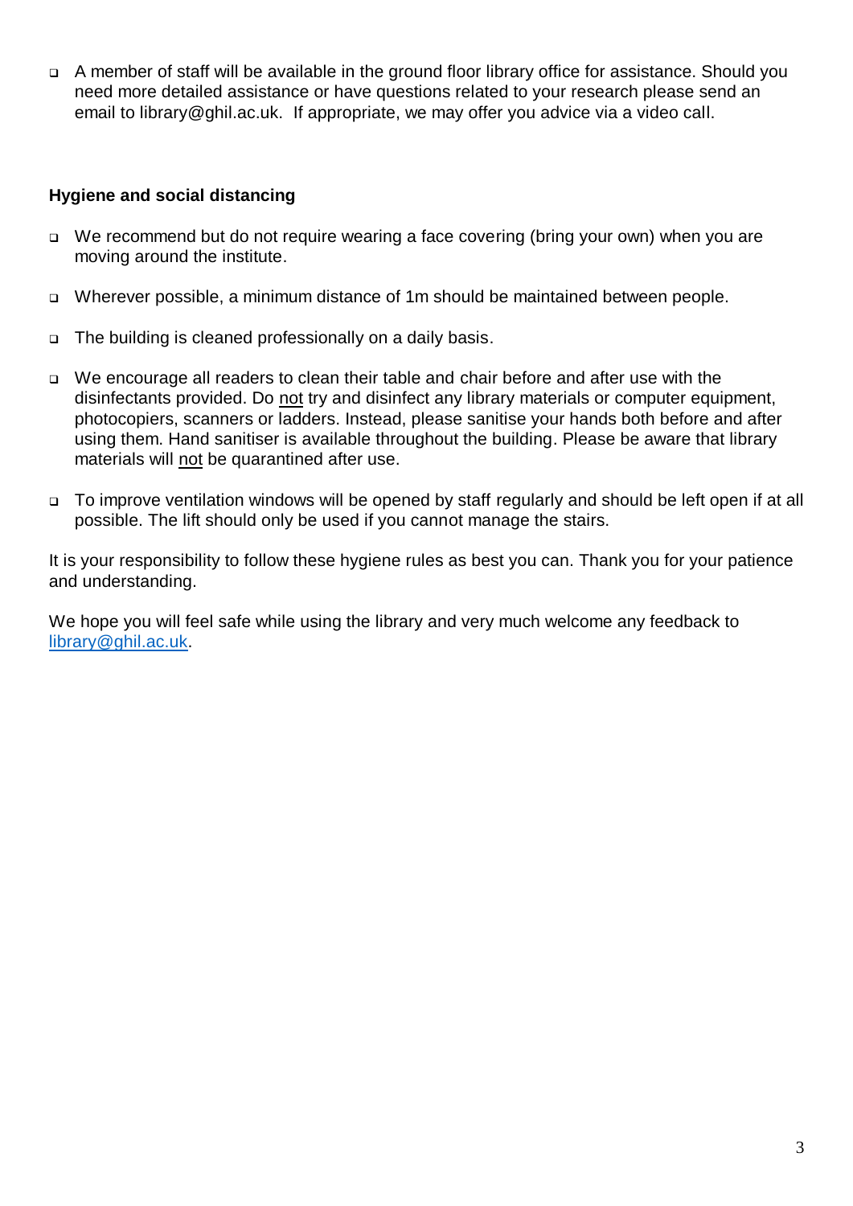- A member of staff will be available in the ground floor library office for assistance. Should you need more detailed assistance or have questions related to your research please send an email to library@ghil.ac.uk. If appropriate, we may offer you advice via a video call.

**Hygiene and social distancing**

- We recommend but do not require wearing a face covering (bring your own) when you are moving around the institute.
- Wherever possible, a minimum distance of 1m should be maintained between people.
- The building is cleaned professionally on a daily basis.
- We encourage all readers to clean their table and chair before and after use with the disinfectants provided. Do not try and disinfect any library materials or computer equipment, photocopiers, scanners or ladders. Instead, please sanitise your hands both before and after using them. Hand sanitiser is available throughout the building. Please be aware that library materials will not be quarantined after use.
- To improve ventilation windows will be opened by staff regularly and should be left open if at all possible. The lift should only be used if you cannot manage the stairs.

It is your responsibility to follow these hygiene rules as best you can. Thank you for your patience and understanding.

We hope you will feel safe while using the library and very much welcome any feedback to library@ghil.ac.uk.